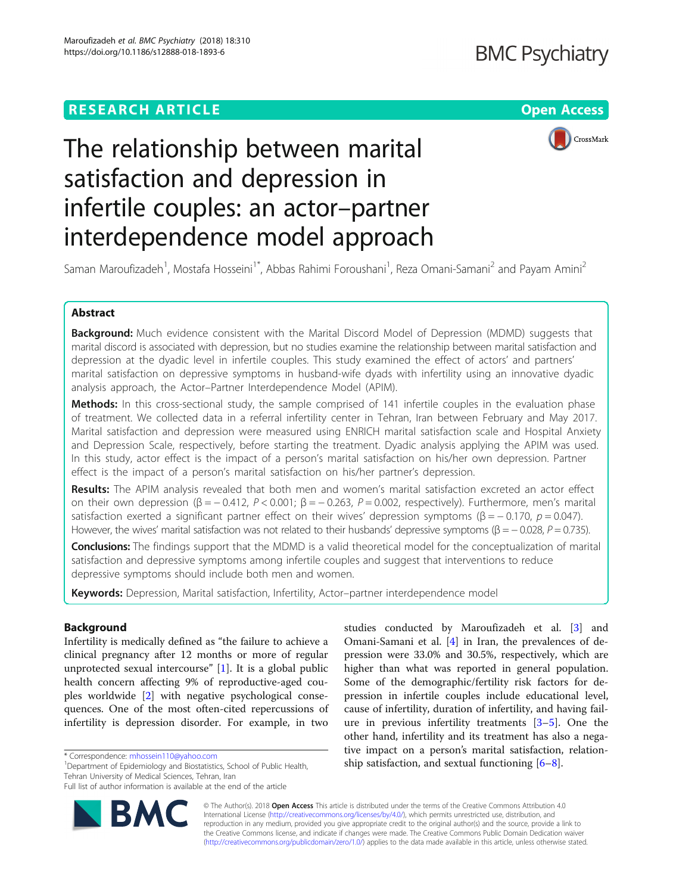RESEARCH ARTICLE

Open Access

# The relationship between marital satisfaction and depression in infertile couples: an actor–partner interdependence model approach

Saman Maroufizadeh[1], Mostafa Hosseini[1*], Abbas Rahimi Foroushani[1], Reza Omani-Samani[2] and Payam Amini[2]

## Abstract

**Background:** Much evidence consistent with the Marital Discord Model of Depression (MDMD) suggests that marital discord is associated with depression, but no studies examine the relationship between marital satisfaction and depression at the dyadic level in infertile couples. This study examined the effect of actors' and partners' marital satisfaction on depressive symptoms in husband-wife dyads with infertility using an innovative dyadic analysis approach, the Actor–Partner Interdependence Model (APIM).

**Methods:** In this cross-sectional study, the sample comprised of 141 infertile couples in the evaluation phase of treatment. We collected data in a referral infertility center in Tehran, Iran between February and May 2017. Marital satisfaction and depression were measured using ENRICH marital satisfaction scale and Hospital Anxiety and Depression Scale, respectively, before starting the treatment. Dyadic analysis applying the APIM was used. In this study, actor effect is the impact of a person's marital satisfaction on his/her own depression. Partner effect is the impact of a person's marital satisfaction on his/her partner's depression.

**Results:** The APIM analysis revealed that both men and women's marital satisfaction excreted an actor effect on their own depression ($\beta = -0.412$, $P < 0.001$; $\beta = -0.263$, $P = 0.002$, respectively). Furthermore, men's marital satisfaction exerted a significant partner effect on their wives' depression symptoms ($\beta = -0.170$, $p = 0.047$). However, the wives' marital satisfaction was not related to their husbands' depressive symptoms ($\beta = -0.028$, $P = 0.735$).

**Conclusions:** The findings support that the MDMD is a valid theoretical model for the conceptualization of marital satisfaction and depressive symptoms among infertile couples and suggest that interventions to reduce depressive symptoms should include both men and women.

**Keywords:** Depression, Marital satisfaction, Infertility, Actor–partner interdependence model

## Background

Infertility is medically defined as "the failure to achieve a clinical pregnancy after 12 months or more of regular unprotected sexual intercourse" [1]. It is a global public health concern affecting 9% of reproductive-aged couples worldwide [2] with negative psychological consequences. One of the most often-cited repercussions of infertility is depression disorder. For example, in two studies conducted by Maroufizadeh et al. [3] and Omani-Samani et al. [4] in Iran, the prevalences of depression were 33.0% and 30.5%, respectively, which are higher than what was reported in general population. Some of the demographic/fertility risk factors for depression in infertile couples include educational level, cause of infertility, duration of infertility, and having failure in previous infertility treatments [3–5]. One the other hand, infertility and its treatment has also a negative impact on a person's marital satisfaction, relationship satisfaction, and sextual functioning [6–8].

\* Correspondence: mhossein110@yahoo.com
[1]Department of Epidemiology and Biostatistics, School of Public Health, Tehran University of Medical Sciences, Tehran, Iran
Full list of author information is available at the end of the article

© The Author(s). 2018 **Open Access** This article is distributed under the terms of the Creative Commons Attribution 4.0 International License (http://creativecommons.org/licenses/by/4.0/), which permits unrestricted use, distribution, and reproduction in any medium, provided you give appropriate credit to the original author(s) and the source, provide a link to the Creative Commons license, and indicate if changes were made. The Creative Commons Public Domain Dedication waiver (http://creativecommons.org/publicdomain/zero/1.0/) applies to the data made available in this article, unless otherwise stated.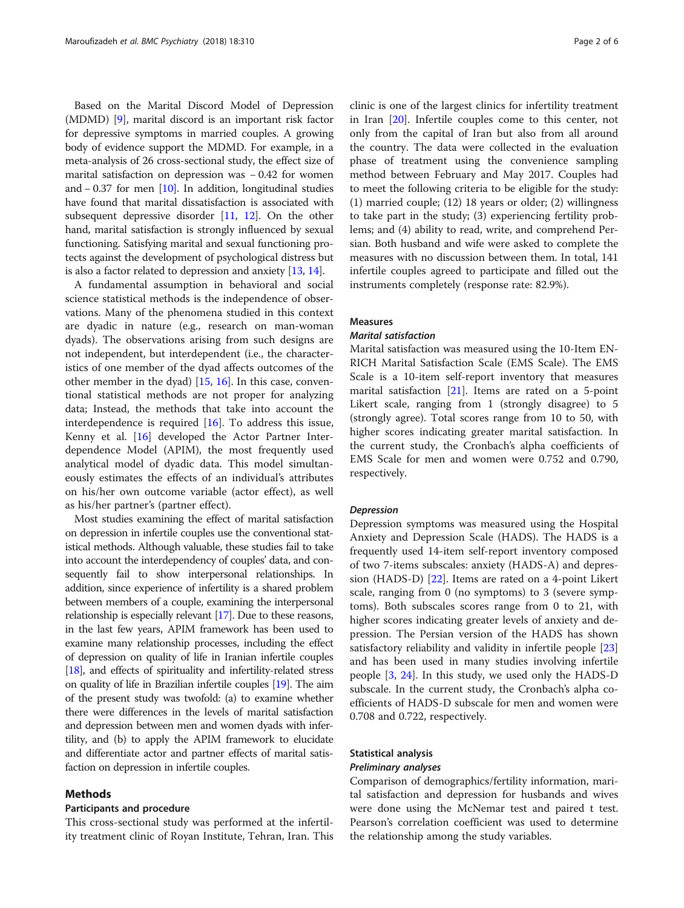Based on the Marital Discord Model of Depression (MDMD) [9], marital discord is an important risk factor for depressive symptoms in married couples. A growing body of evidence support the MDMD. For example, in a meta-analysis of 26 cross-sectional study, the effect size of marital satisfaction on depression was − 0.42 for women and − 0.37 for men [10]. In addition, longitudinal studies have found that marital dissatisfaction is associated with subsequent depressive disorder [11, 12]. On the other hand, marital satisfaction is strongly influenced by sexual functioning. Satisfying marital and sexual functioning protects against the development of psychological distress but is also a factor related to depression and anxiety [13, 14].

A fundamental assumption in behavioral and social science statistical methods is the independence of observations. Many of the phenomena studied in this context are dyadic in nature (e.g., research on man-woman dyads). The observations arising from such designs are not independent, but interdependent (i.e., the characteristics of one member of the dyad affects outcomes of the other member in the dyad) [15, 16]. In this case, conventional statistical methods are not proper for analyzing data; Instead, the methods that take into account the interdependence is required [16]. To address this issue, Kenny et al. [16] developed the Actor Partner Interdependence Model (APIM), the most frequently used analytical model of dyadic data. This model simultaneously estimates the effects of an individual's attributes on his/her own outcome variable (actor effect), as well as his/her partner's (partner effect).

Most studies examining the effect of marital satisfaction on depression in infertile couples use the conventional statistical methods. Although valuable, these studies fail to take into account the interdependency of couples' data, and consequently fail to show interpersonal relationships. In addition, since experience of infertility is a shared problem between members of a couple, examining the interpersonal relationship is especially relevant [17]. Due to these reasons, in the last few years, APIM framework has been used to examine many relationship processes, including the effect of depression on quality of life in Iranian infertile couples [18], and effects of spirituality and infertility-related stress on quality of life in Brazilian infertile couples [19]. The aim of the present study was twofold: (a) to examine whether there were differences in the levels of marital satisfaction and depression between men and women dyads with infertility, and (b) to apply the APIM framework to elucidate and differentiate actor and partner effects of marital satisfaction on depression in infertile couples.

## Methods

### Participants and procedure

This cross-sectional study was performed at the infertility treatment clinic of Royan Institute, Tehran, Iran. This clinic is one of the largest clinics for infertility treatment in Iran [20]. Infertile couples come to this center, not only from the capital of Iran but also from all around the country. The data were collected in the evaluation phase of treatment using the convenience sampling method between February and May 2017. Couples had to meet the following criteria to be eligible for the study: (1) married couple; (12) 18 years or older; (2) willingness to take part in the study; (3) experiencing fertility problems; and (4) ability to read, write, and comprehend Persian. Both husband and wife were asked to complete the measures with no discussion between them. In total, 141 infertile couples agreed to participate and filled out the instruments completely (response rate: 82.9%).

### Measures

#### *Marital satisfaction*

Marital satisfaction was measured using the 10-Item ENRICH Marital Satisfaction Scale (EMS Scale). The EMS Scale is a 10-item self-report inventory that measures marital satisfaction [21]. Items are rated on a 5-point Likert scale, ranging from 1 (strongly disagree) to 5 (strongly agree). Total scores range from 10 to 50, with higher scores indicating greater marital satisfaction. In the current study, the Cronbach's alpha coefficients of EMS Scale for men and women were 0.752 and 0.790, respectively.

#### *Depression*

Depression symptoms was measured using the Hospital Anxiety and Depression Scale (HADS). The HADS is a frequently used 14-item self-report inventory composed of two 7-items subscales: anxiety (HADS-A) and depression (HADS-D) [22]. Items are rated on a 4-point Likert scale, ranging from 0 (no symptoms) to 3 (severe symptoms). Both subscales scores range from 0 to 21, with higher scores indicating greater levels of anxiety and depression. The Persian version of the HADS has shown satisfactory reliability and validity in infertile people [23] and has been used in many studies involving infertile people [3, 24]. In this study, we used only the HADS-D subscale. In the current study, the Cronbach's alpha coefficients of HADS-D subscale for men and women were 0.708 and 0.722, respectively.

### Statistical analysis

#### *Preliminary analyses*

Comparison of demographics/fertility information, marital satisfaction and depression for husbands and wives were done using the McNemar test and paired t test. Pearson's correlation coefficient was used to determine the relationship among the study variables.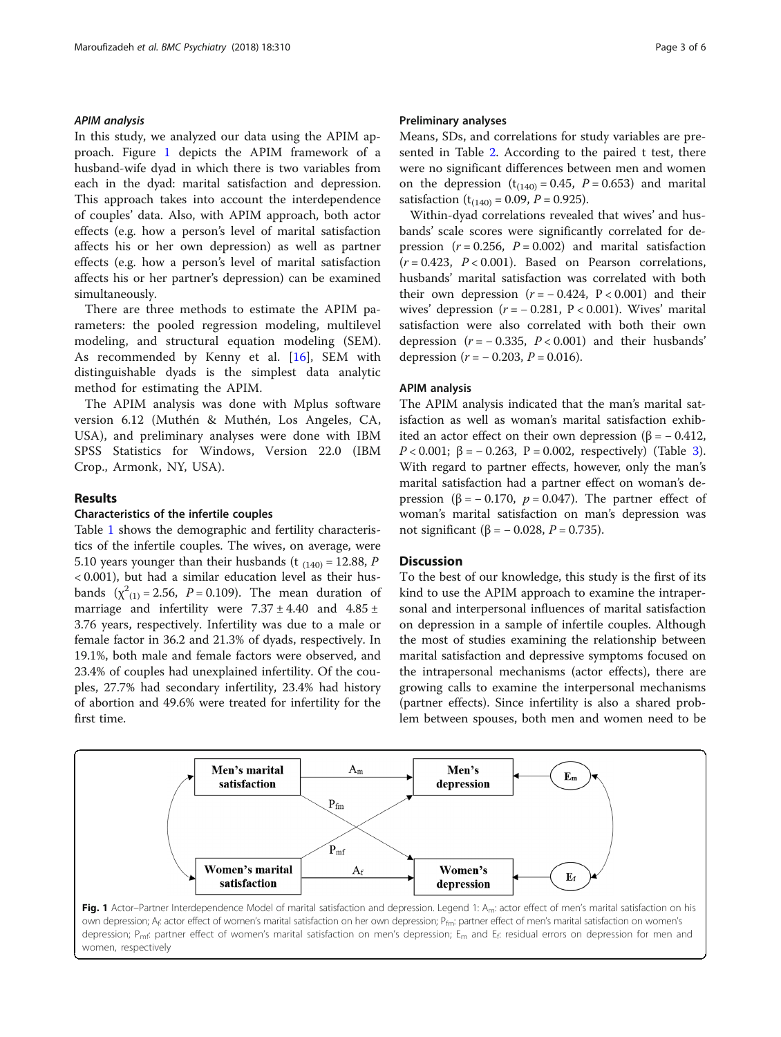### APIM analysis

In this study, we analyzed our data using the APIM approach. Figure 1 depicts the APIM framework of a husband-wife dyad in which there is two variables from each in the dyad: marital satisfaction and depression. This approach takes into account the interdependence of couples' data. Also, with APIM approach, both actor effects (e.g. how a person's level of marital satisfaction affects his or her own depression) as well as partner effects (e.g. how a person's level of marital satisfaction affects his or her partner's depression) can be examined simultaneously.

There are three methods to estimate the APIM parameters: the pooled regression modeling, multilevel modeling, and structural equation modeling (SEM). As recommended by Kenny et al. [16], SEM with distinguishable dyads is the simplest data analytic method for estimating the APIM.

The APIM analysis was done with Mplus software version 6.12 (Muthén & Muthén, Los Angeles, CA, USA), and preliminary analyses were done with IBM SPSS Statistics for Windows, Version 22.0 (IBM Crop., Armonk, NY, USA).

## Results

### Characteristics of the infertile couples

Table 1 shows the demographic and fertility characteristics of the infertile couples. The wives, on average, were 5.10 years younger than their husbands ($t_{(140)} = 12.88$, $P < 0.001$), but had a similar education level as their husbands ($\chi^2_{(1)} = 2.56$, $P = 0.109$). The mean duration of marriage and infertility were $7.37 \pm 4.40$ and $4.85 \pm 3.76$ years, respectively. Infertility was due to a male or female factor in 36.2 and 21.3% of dyads, respectively. In 19.1%, both male and female factors were observed, and 23.4% of couples had unexplained infertility. Of the couples, 27.7% had secondary infertility, 23.4% had history of abortion and 49.6% were treated for infertility for the first time.

### Preliminary analyses

Means, SDs, and correlations for study variables are presented in Table 2. According to the paired t test, there were no significant differences between men and women on the depression ($t_{(140)} = 0.45$, $P = 0.653$) and marital satisfaction ($t_{(140)} = 0.09$, $P = 0.925$).

Within-dyad correlations revealed that wives' and husbands' scale scores were significantly correlated for depression ($r = 0.256$, $P = 0.002$) and marital satisfaction ($r = 0.423$, $P < 0.001$). Based on Pearson correlations, husbands' marital satisfaction was correlated with both their own depression ($r = -0.424$, $P < 0.001$) and their wives' depression ($r = -0.281$, $P < 0.001$). Wives' marital satisfaction were also correlated with both their own depression ($r = -0.335$, $P < 0.001$) and their husbands' depression ($r = -0.203$, $P = 0.016$).

### APIM analysis

The APIM analysis indicated that the man's marital satisfaction as well as woman's marital satisfaction exhibited an actor effect on their own depression ($\beta = -0.412$, $P < 0.001$; $\beta = -0.263$, $P = 0.002$, respectively) (Table 3). With regard to partner effects, however, only the man's marital satisfaction had a partner effect on woman's depression ($\beta = -0.170$, $p = 0.047$). The partner effect of woman's marital satisfaction on man's depression was not significant ($\beta = -0.028$, $P = 0.735$).

## Discussion

To the best of our knowledge, this study is the first of its kind to use the APIM approach to examine the intrapersonal and interpersonal influences of marital satisfaction on depression in a sample of infertile couples. Although the most of studies examining the relationship between marital satisfaction and depressive symptoms focused on the intrapersonal mechanisms (actor effects), there are growing calls to examine the interpersonal mechanisms (partner effects). Since infertility is also a shared problem between spouses, both men and women need to be

**Fig. 1** Actor–Partner Interdependence Model of marital satisfaction and depression. Legend 1: $A_m$: actor effect of men's marital satisfaction on his own depression; $A_f$: actor effect of women's marital satisfaction on her own depression; $P_{fm}$: partner effect of men's marital satisfaction on women's depression; $P_{mf}$: partner effect of women's marital satisfaction on men's depression; $E_m$ and $E_f$: residual errors on depression for men and women, respectively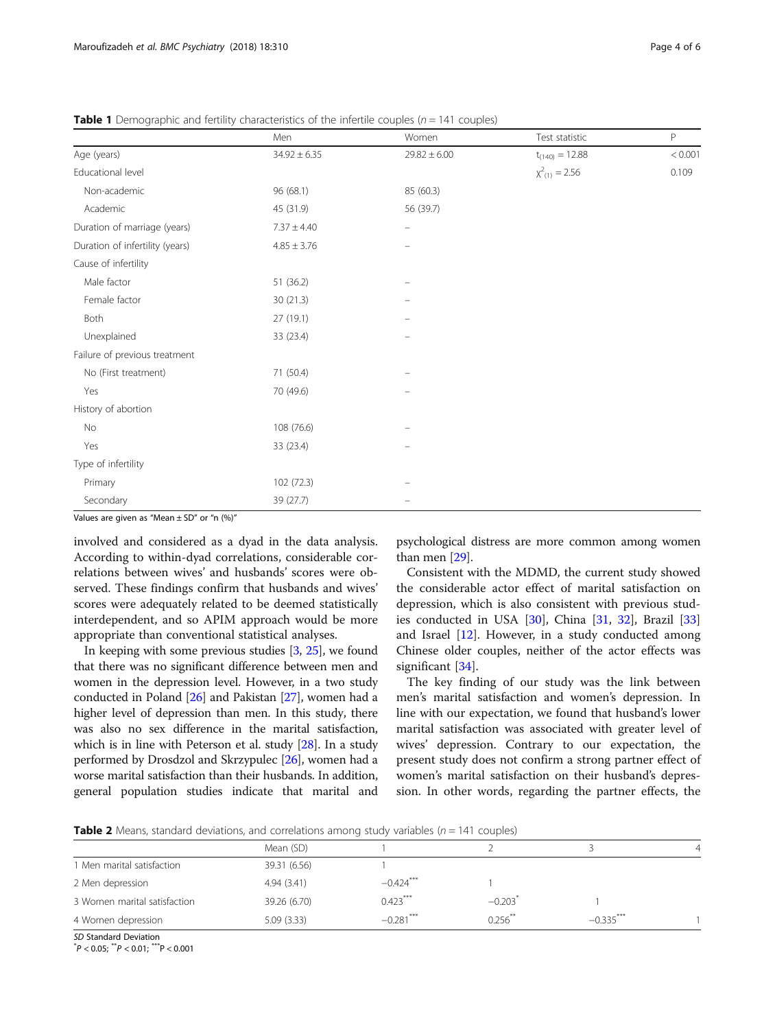**Table 1** Demographic and fertility characteristics of the infertile couples ($n = 141$ couples)

| | Men | Women | Test statistic | P |
|---|---|---|---|---|
| Age (years) | 34.92 ± 6.35 | 29.82 ± 6.00 | $t_{(140)} = 12.88$ | < 0.001 |
| Educational level | | | $\chi^2_{(1)} = 2.56$ | 0.109 |
| Non-academic | 96 (68.1) | 85 (60.3) | | |
| Academic | 45 (31.9) | 56 (39.7) | | |
| Duration of marriage (years) | 7.37 ± 4.40 | – | | |
| Duration of infertility (years) | 4.85 ± 3.76 | – | | |
| Cause of infertility | | | | |
| Male factor | 51 (36.2) | – | | |
| Female factor | 30 (21.3) | – | | |
| Both | 27 (19.1) | – | | |
| Unexplained | 33 (23.4) | – | | |
| Failure of previous treatment | | | | |
| No (First treatment) | 71 (50.4) | – | | |
| Yes | 70 (49.6) | – | | |
| History of abortion | | | | |
| No | 108 (76.6) | – | | |
| Yes | 33 (23.4) | – | | |
| Type of infertility | | | | |
| Primary | 102 (72.3) | – | | |
| Secondary | 39 (27.7) | – | | |

Values are given as "Mean ± SD" or "n (%)"

involved and considered as a dyad in the data analysis. According to within-dyad correlations, considerable correlations between wives' and husbands' scores were observed. These findings confirm that husbands and wives' scores were adequately related to be deemed statistically interdependent, and so APIM approach would be more appropriate than conventional statistical analyses.

In keeping with some previous studies [3, 25], we found that there was no significant difference between men and women in the depression level. However, in a two study conducted in Poland [26] and Pakistan [27], women had a higher level of depression than men. In this study, there was also no sex difference in the marital satisfaction, which is in line with Peterson et al. study [28]. In a study performed by Drosdzol and Skrzypulec [26], women had a worse marital satisfaction than their husbands. In addition, general population studies indicate that marital and psychological distress are more common among women than men [29].

Consistent with the MDMD, the current study showed the considerable actor effect of marital satisfaction on depression, which is also consistent with previous studies conducted in USA [30], China [31, 32], Brazil [33] and Israel [12]. However, in a study conducted among Chinese older couples, neither of the actor effects was significant [34].

The key finding of our study was the link between men's marital satisfaction and women's depression. In line with our expectation, we found that husband's lower marital satisfaction was associated with greater level of wives' depression. Contrary to our expectation, the present study does not confirm a strong partner effect of women's marital satisfaction on their husband's depression. In other words, regarding the partner effects, the

**Table 2** Means, standard deviations, and correlations among study variables ($n = 141$ couples)

| | Mean (SD) | 1 | 2 | 3 | 4 |
|---|---|---|---|---|---|
| 1 Men marital satisfaction | 39.31 (6.56) | 1 | | | |
| 2 Men depression | 4.94 (3.41) | −0.424*** | 1 | | |
| 3 Women marital satisfaction | 39.26 (6.70) | 0.423*** | −0.203* | 1 | |
| 4 Women depression | 5.09 (3.33) | −0.281*** | 0.256** | −0.335*** | 1 |

*SD* Standard Deviation

*$P < 0.05$; **$P < 0.01$; ***$P < 0.001$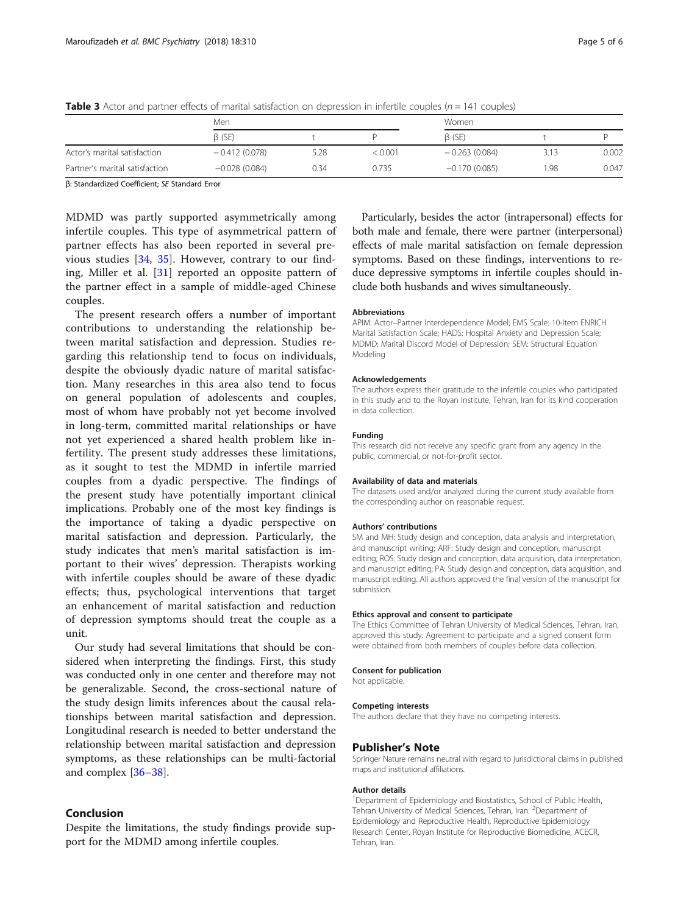**Table 3** Actor and partner effects of marital satisfaction on depression in infertile couples ($n = 141$ couples)

| | Men | | | Women | | |
|---|---|---|---|---|---|---|
| | β (SE) | t | P | β (SE) | t | P |
| Actor's marital satisfaction | − 0.412 (0.078) | 5.28 | < 0.001 | − 0.263 (0.084) | 3.13 | 0.002 |
| Partner's marital satisfaction | −0.028 (0.084) | 0.34 | 0.735 | −0.170 (0.085) | 1.98 | 0.047 |

β: Standardized Coefficient; *SE* Standard Error

MDMD was partly supported asymmetrically among infertile couples. This type of asymmetrical pattern of partner effects has also been reported in several previous studies [34, 35]. However, contrary to our finding, Miller et al. [31] reported an opposite pattern of the partner effect in a sample of middle-aged Chinese couples.

The present research offers a number of important contributions to understanding the relationship between marital satisfaction and depression. Studies regarding this relationship tend to focus on individuals, despite the obviously dyadic nature of marital satisfaction. Many researches in this area also tend to focus on general population of adolescents and couples, most of whom have probably not yet become involved in long-term, committed marital relationships or have not yet experienced a shared health problem like infertility. The present study addresses these limitations, as it sought to test the MDMD in infertile married couples from a dyadic perspective. The findings of the present study have potentially important clinical implications. Probably one of the most key findings is the importance of taking a dyadic perspective on marital satisfaction and depression. Particularly, the study indicates that men's marital satisfaction is important to their wives' depression. Therapists working with infertile couples should be aware of these dyadic effects; thus, psychological interventions that target an enhancement of marital satisfaction and reduction of depression symptoms should treat the couple as a unit.

Our study had several limitations that should be considered when interpreting the findings. First, this study was conducted only in one center and therefore may not be generalizable. Second, the cross-sectional nature of the study design limits inferences about the causal relationships between marital satisfaction and depression. Longitudinal research is needed to better understand the relationship between marital satisfaction and depression symptoms, as these relationships can be multi-factorial and complex [36–38].

## Conclusion

Despite the limitations, the study findings provide support for the MDMD among infertile couples.

Particularly, besides the actor (intrapersonal) effects for both male and female, there were partner (interpersonal) effects of male marital satisfaction on female depression symptoms. Based on these findings, interventions to reduce depressive symptoms in infertile couples should include both husbands and wives simultaneously.

#### Abbreviations

APIM: Actor–Partner Interdependence Model; EMS Scale: 10-Item ENRICH Marital Satisfaction Scale; HADS: Hospital Anxiety and Depression Scale; MDMD: Marital Discord Model of Depression; SEM: Structural Equation Modeling

#### Acknowledgements

The authors express their gratitude to the infertile couples who participated in this study and to the Royan Institute, Tehran, Iran for its kind cooperation in data collection.

#### Funding

This research did not receive any specific grant from any agency in the public, commercial, or not-for-profit sector.

#### Availability of data and materials

The datasets used and/or analyzed during the current study available from the corresponding author on reasonable request.

#### Authors' contributions

SM and MH: Study design and conception, data analysis and interpretation, and manuscript writing; ARF: Study design and conception, manuscript editing; ROS: Study design and conception, data acquisition, data interpretation, and manuscript editing; PA: Study design and conception, data acquisition, and manuscript editing. All authors approved the final version of the manuscript for submission.

#### Ethics approval and consent to participate

The Ethics Committee of Tehran University of Medical Sciences, Tehran, Iran, approved this study. Agreement to participate and a signed consent form were obtained from both members of couples before data collection.

#### Consent for publication

Not applicable.

#### Competing interests

The authors declare that they have no competing interests.

## Publisher's Note

Springer Nature remains neutral with regard to jurisdictional claims in published maps and institutional affiliations.

#### Author details

[1]Department of Epidemiology and Biostatistics, School of Public Health, Tehran University of Medical Sciences, Tehran, Iran. [2]Department of Epidemiology and Reproductive Health, Reproductive Epidemiology Research Center, Royan Institute for Reproductive Biomedicine, ACECR, Tehran, Iran.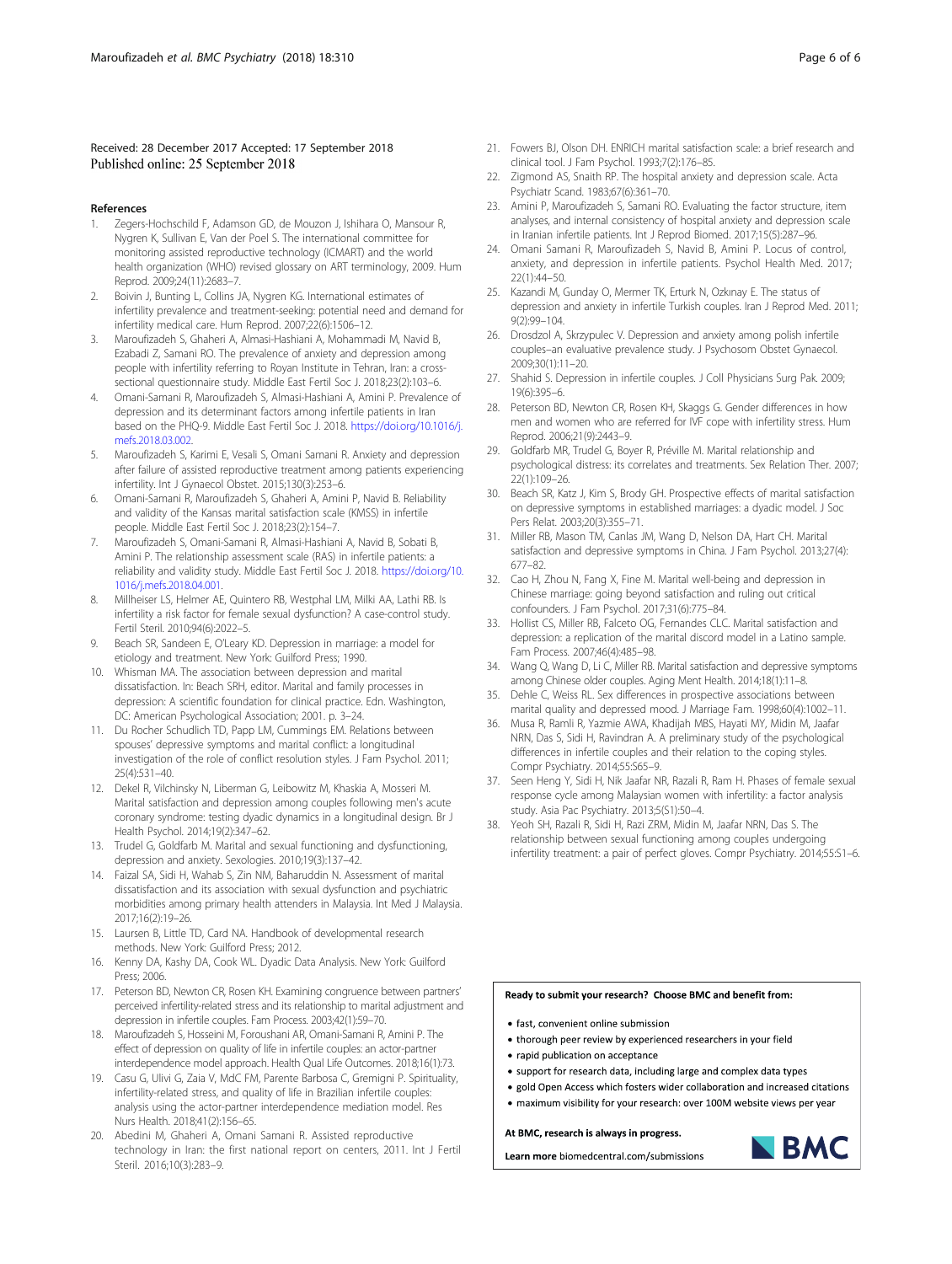Received: 28 December 2017 Accepted: 17 September 2018
Published online: 25 September 2018

## References

1. Zegers-Hochschild F, Adamson GD, de Mouzon J, Ishihara O, Mansour R, Nygren K, Sullivan E, Van der Poel S. The international committee for monitoring assisted reproductive technology (ICMART) and the world health organization (WHO) revised glossary on ART terminology, 2009. Hum Reprod. 2009;24(11):2683–7.
2. Boivin J, Bunting L, Collins JA, Nygren KG. International estimates of infertility prevalence and treatment-seeking: potential need and demand for infertility medical care. Hum Reprod. 2007;22(6):1506–12.
3. Maroufizadeh S, Ghaheri A, Almasi-Hashiani A, Mohammadi M, Navid B, Ezabadi Z, Samani RO. The prevalence of anxiety and depression among people with infertility referring to Royan Institute in Tehran, Iran: a cross-sectional questionnaire study. Middle East Fertil Soc J. 2018;23(2):103–6.
4. Omani-Samani R, Maroufizadeh S, Almasi-Hashiani A, Amini P. Prevalence of depression and its determinant factors among infertile patients in Iran based on the PHQ-9. Middle East Fertil Soc J. 2018. https://doi.org/10.1016/j.mefs.2018.03.002.
5. Maroufizadeh S, Karimi E, Vesali S, Omani Samani R. Anxiety and depression after failure of assisted reproductive treatment among patients experiencing infertility. Int J Gynaecol Obstet. 2015;130(3):253–6.
6. Omani-Samani R, Maroufizadeh S, Ghaheri A, Amini P, Navid B. Reliability and validity of the Kansas marital satisfaction scale (KMSS) in infertile people. Middle East Fertil Soc J. 2018;23(2):154–7.
7. Maroufizadeh S, Omani-Samani R, Almasi-Hashiani A, Navid B, Sobati B, Amini P. The relationship assessment scale (RAS) in infertile patients: a reliability and validity study. Middle East Fertil Soc J. 2018. https://doi.org/10.1016/j.mefs.2018.04.001.
8. Millheiser LS, Helmer AE, Quintero RB, Westphal LM, Milki AA, Lathi RB. Is infertility a risk factor for female sexual dysfunction? A case-control study. Fertil Steril. 2010;94(6):2022–5.
9. Beach SR, Sandeen E, O'Leary KD. Depression in marriage: a model for etiology and treatment. New York: Guilford Press; 1990.
10. Whisman MA. The association between depression and marital dissatisfaction. In: Beach SRH, editor. Marital and family processes in depression: A scientific foundation for clinical practice. Edn. Washington, DC: American Psychological Association; 2001. p. 3–24.
11. Du Rocher Schudlich TD, Papp LM, Cummings EM. Relations between spouses' depressive symptoms and marital conflict: a longitudinal investigation of the role of conflict resolution styles. J Fam Psychol. 2011; 25(4):531–40.
12. Dekel R, Vilchinsky N, Liberman G, Leibowitz M, Khaskia A, Mosseri M. Marital satisfaction and depression among couples following men's acute coronary syndrome: testing dyadic dynamics in a longitudinal design. Br J Health Psychol. 2014;19(2):347–62.
13. Trudel G, Goldfarb M. Marital and sexual functioning and dysfunctioning, depression and anxiety. Sexologies. 2010;19(3):137–42.
14. Faizal SA, Sidi H, Wahab S, Zin NM, Baharuddin N. Assessment of marital dissatisfaction and its association with sexual dysfunction and psychiatric morbidities among primary health attenders in Malaysia. Int Med J Malaysia. 2017;16(2):19–26.
15. Laursen B, Little TD, Card NA. Handbook of developmental research methods. New York: Guilford Press; 2012.
16. Kenny DA, Kashy DA, Cook WL. Dyadic Data Analysis. New York: Guilford Press; 2006.
17. Peterson BD, Newton CR, Rosen KH. Examining congruence between partners' perceived infertility-related stress and its relationship to marital adjustment and depression in infertile couples. Fam Process. 2003;42(1):59–70.
18. Maroufizadeh S, Hosseini M, Foroushani AR, Omani-Samani R, Amini P. The effect of depression on quality of life in infertile couples: an actor-partner interdependence model approach. Health Qual Life Outcomes. 2018;16(1):73.
19. Casu G, Ulivi G, Zaia V, MdC FM, Parente Barbosa C, Gremigni P. Spirituality, infertility-related stress, and quality of life in Brazilian infertile couples: analysis using the actor-partner interdependence mediation model. Res Nurs Health. 2018;41(2):156–65.
20. Abedini M, Ghaheri A, Omani Samani R. Assisted reproductive technology in Iran: the first national report on centers, 2011. Int J Fertil Steril. 2016;10(3):283–9.
21. Fowers BJ, Olson DH. ENRICH marital satisfaction scale: a brief research and clinical tool. J Fam Psychol. 1993;7(2):176–85.
22. Zigmond AS, Snaith RP. The hospital anxiety and depression scale. Acta Psychiatr Scand. 1983;67(6):361–70.
23. Amini P, Maroufizadeh S, Samani RO. Evaluating the factor structure, item analyses, and internal consistency of hospital anxiety and depression scale in Iranian infertile patients. Int J Reprod Biomed. 2017;15(5):287–96.
24. Omani Samani R, Maroufizadeh S, Navid B, Amini P. Locus of control, anxiety, and depression in infertile patients. Psychol Health Med. 2017; 22(1):44–50.
25. Kazandi M, Gunday O, Mermer TK, Erturk N, Ozkınay E. The status of depression and anxiety in infertile Turkish couples. Iran J Reprod Med. 2011; 9(2):99–104.
26. Drosdzol A, Skrzypulec V. Depression and anxiety among polish infertile couples–an evaluative prevalence study. J Psychosom Obstet Gynaecol. 2009;30(1):11–20.
27. Shahid S. Depression in infertile couples. J Coll Physicians Surg Pak. 2009; 19(6):395–6.
28. Peterson BD, Newton CR, Rosen KH, Skaggs G. Gender differences in how men and women who are referred for IVF cope with infertility stress. Hum Reprod. 2006;21(9):2443–9.
29. Goldfarb MR, Trudel G, Boyer R, Préville M. Marital relationship and psychological distress: its correlates and treatments. Sex Relation Ther. 2007; 22(1):109–26.
30. Beach SR, Katz J, Kim S, Brody GH. Prospective effects of marital satisfaction on depressive symptoms in established marriages: a dyadic model. J Soc Pers Relat. 2003;20(3):355–71.
31. Miller RB, Mason TM, Canlas JM, Wang D, Nelson DA, Hart CH. Marital satisfaction and depressive symptoms in China. J Fam Psychol. 2013;27(4): 677–82.
32. Cao H, Zhou N, Fang X, Fine M. Marital well-being and depression in Chinese marriage: going beyond satisfaction and ruling out critical confounders. J Fam Psychol. 2017;31(6):775–84.
33. Hollist CS, Miller RB, Falceto OG, Fernandes CLC. Marital satisfaction and depression: a replication of the marital discord model in a Latino sample. Fam Process. 2007;46(4):485–98.
34. Wang Q, Wang D, Li C, Miller RB. Marital satisfaction and depressive symptoms among Chinese older couples. Aging Ment Health. 2014;18(1):11–8.
35. Dehle C, Weiss RL. Sex differences in prospective associations between marital quality and depressed mood. J Marriage Fam. 1998;60(4):1002–11.
36. Musa R, Ramli R, Yazmie AWA, Khadijah MBS, Hayati MY, Midin M, Jaafar NRN, Das S, Sidi H, Ravindran A. A preliminary study of the psychological differences in infertile couples and their relation to the coping styles. Compr Psychiatry. 2014;55:S65–9.
37. Seen Heng Y, Sidi H, Nik Jaafar NR, Razali R, Ram H. Phases of female sexual response cycle among Malaysian women with infertility: a factor analysis study. Asia Pac Psychiatry. 2013;5(S1):50–4.
38. Yeoh SH, Razali R, Sidi H, Razi ZRM, Midin M, Jaafar NRN, Das S. The relationship between sexual functioning among couples undergoing infertility treatment: a pair of perfect gloves. Compr Psychiatry. 2014;55:S1–6.

**Ready to submit your research? Choose BMC and benefit from:**

- fast, convenient online submission
- thorough peer review by experienced researchers in your field
- rapid publication on acceptance
- support for research data, including large and complex data types
- gold Open Access which fosters wider collaboration and increased citations
- maximum visibility for your research: over 100M website views per year

**At BMC, research is always in progress.**

**Learn more** biomedcentral.com/submissions

BMC